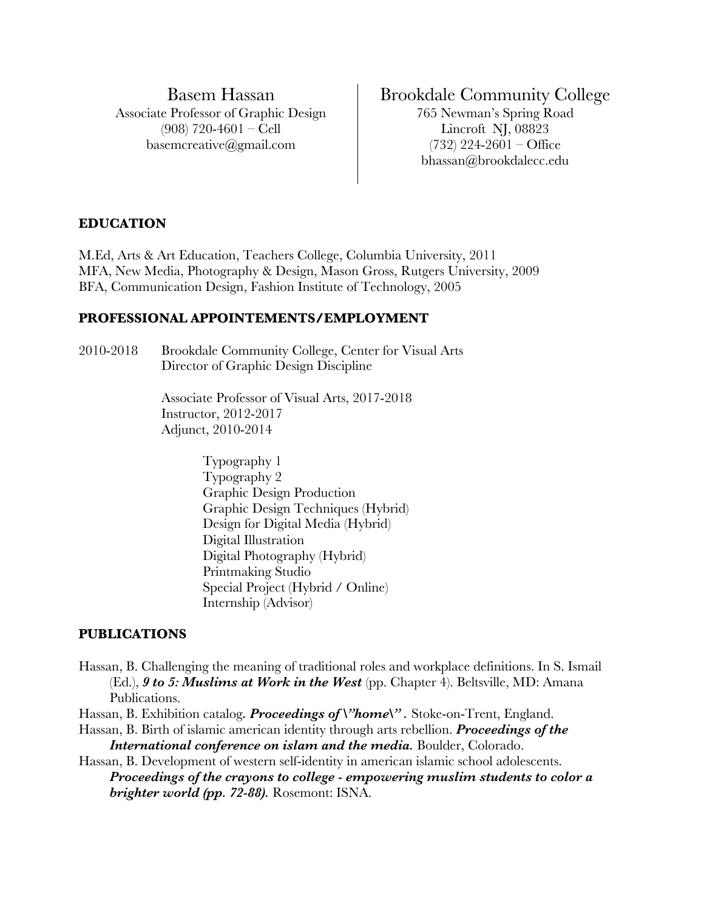Basem Hassan
Associate Professor of Graphic Design
(908) 720-4601 – Cell
basemcreative@gmail.com

Brookdale Community College
765 Newman's Spring Road
Lincroft NJ, 08823
(732) 224-2601 – Office
bhassan@brookdalecc.edu

## EDUCATION

M.Ed, Arts & Art Education, Teachers College, Columbia University, 2011
MFA, New Media, Photography & Design, Mason Gross, Rutgers University, 2009
BFA, Communication Design, Fashion Institute of Technology, 2005

## PROFESSIONAL APPOINTEMENTS/EMPLOYMENT

2010-2018 Brookdale Community College, Center for Visual Arts
Director of Graphic Design Discipline

Associate Professor of Visual Arts, 2017-2018
Instructor, 2012-2017
Adjunct, 2010-2014

- Typography 1
- Typography 2
- Graphic Design Production
- Graphic Design Techniques (Hybrid)
- Design for Digital Media (Hybrid)
- Digital Illustration
- Digital Photography (Hybrid)
- Printmaking Studio
- Special Project (Hybrid / Online)
- Internship (Advisor)

## PUBLICATIONS

Hassan, B. Challenging the meaning of traditional roles and workplace definitions. In S. Ismail (Ed.), ***9 to 5: Muslims at Work in the West*** (pp. Chapter 4). Beltsville, MD: Amana Publications.

Hassan, B. Exhibition catalog***. Proceedings of \"home\" .*** Stoke-on-Trent, England.

Hassan, B. Birth of islamic american identity through arts rebellion. ***Proceedings of the International conference on islam and the media.*** Boulder, Colorado.

Hassan, B. Development of western self-identity in american islamic school adolescents. ***Proceedings of the crayons to college - empowering muslim students to color a brighter world (pp. 72-88).*** Rosemont: ISNA.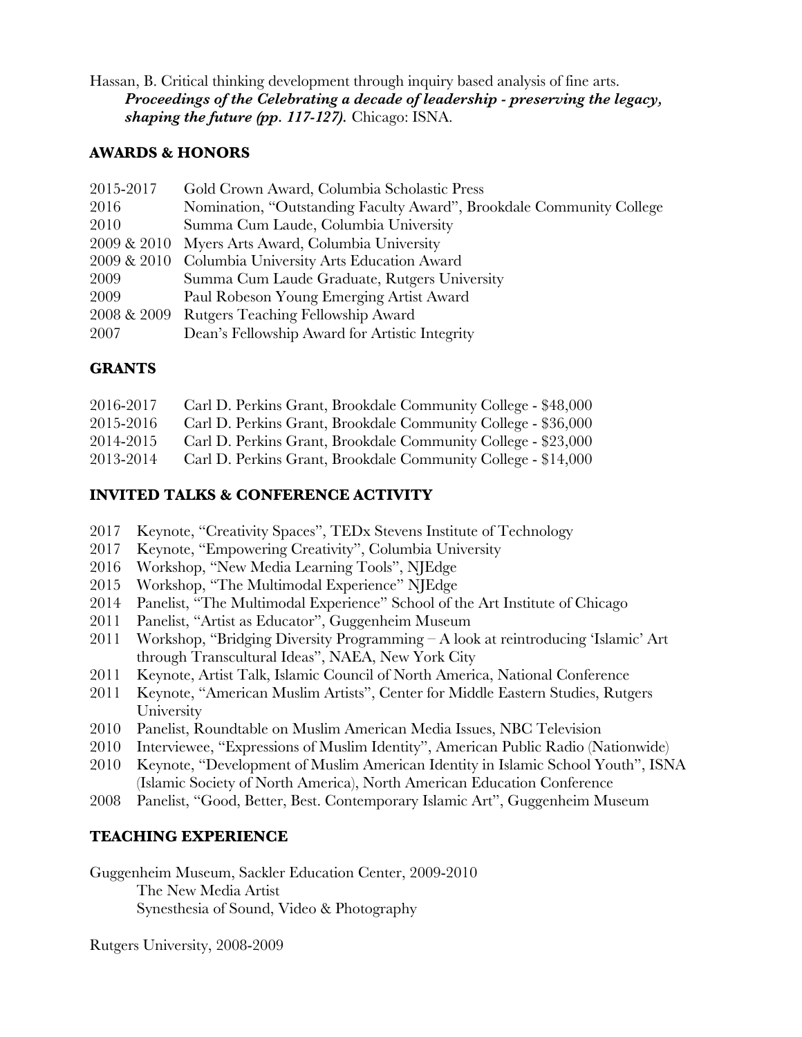Hassan, B. Critical thinking development through inquiry based analysis of fine arts. ***Proceedings of the Celebrating a decade of leadership - preserving the legacy, shaping the future (pp. 117-127).*** Chicago: ISNA.

## AWARDS & HONORS

- 2015-2017 Gold Crown Award, Columbia Scholastic Press
- 2016 Nomination, "Outstanding Faculty Award", Brookdale Community College
- 2010 Summa Cum Laude, Columbia University
- 2009 & 2010 Myers Arts Award, Columbia University
- 2009 & 2010 Columbia University Arts Education Award
- 2009 Summa Cum Laude Graduate, Rutgers University
- 2009 Paul Robeson Young Emerging Artist Award
- 2008 & 2009 Rutgers Teaching Fellowship Award
- 2007 Dean's Fellowship Award for Artistic Integrity

## GRANTS

- 2016-2017 Carl D. Perkins Grant, Brookdale Community College - $48,000
- 2015-2016 Carl D. Perkins Grant, Brookdale Community College - $36,000
- 2014-2015 Carl D. Perkins Grant, Brookdale Community College - $23,000
- 2013-2014 Carl D. Perkins Grant, Brookdale Community College - $14,000

## INVITED TALKS & CONFERENCE ACTIVITY

- 2017 Keynote, "Creativity Spaces", TEDx Stevens Institute of Technology
- 2017 Keynote, "Empowering Creativity", Columbia University
- 2016 Workshop, "New Media Learning Tools", NJEdge
- 2015 Workshop, "The Multimodal Experience" NJEdge
- 2014 Panelist, "The Multimodal Experience" School of the Art Institute of Chicago
- 2011 Panelist, "Artist as Educator", Guggenheim Museum
- 2011 Workshop, "Bridging Diversity Programming – A look at reintroducing 'Islamic' Art through Transcultural Ideas", NAEA, New York City
- 2011 Keynote, Artist Talk, Islamic Council of North America, National Conference
- 2011 Keynote, "American Muslim Artists", Center for Middle Eastern Studies, Rutgers University
- 2010 Panelist, Roundtable on Muslim American Media Issues, NBC Television
- 2010 Interviewee, "Expressions of Muslim Identity", American Public Radio (Nationwide)
- 2010 Keynote, "Development of Muslim American Identity in Islamic School Youth", ISNA (Islamic Society of North America), North American Education Conference
- 2008 Panelist, "Good, Better, Best. Contemporary Islamic Art", Guggenheim Museum

## TEACHING EXPERIENCE

Guggenheim Museum, Sackler Education Center, 2009-2010
- The New Media Artist
- Synesthesia of Sound, Video & Photography

Rutgers University, 2008-2009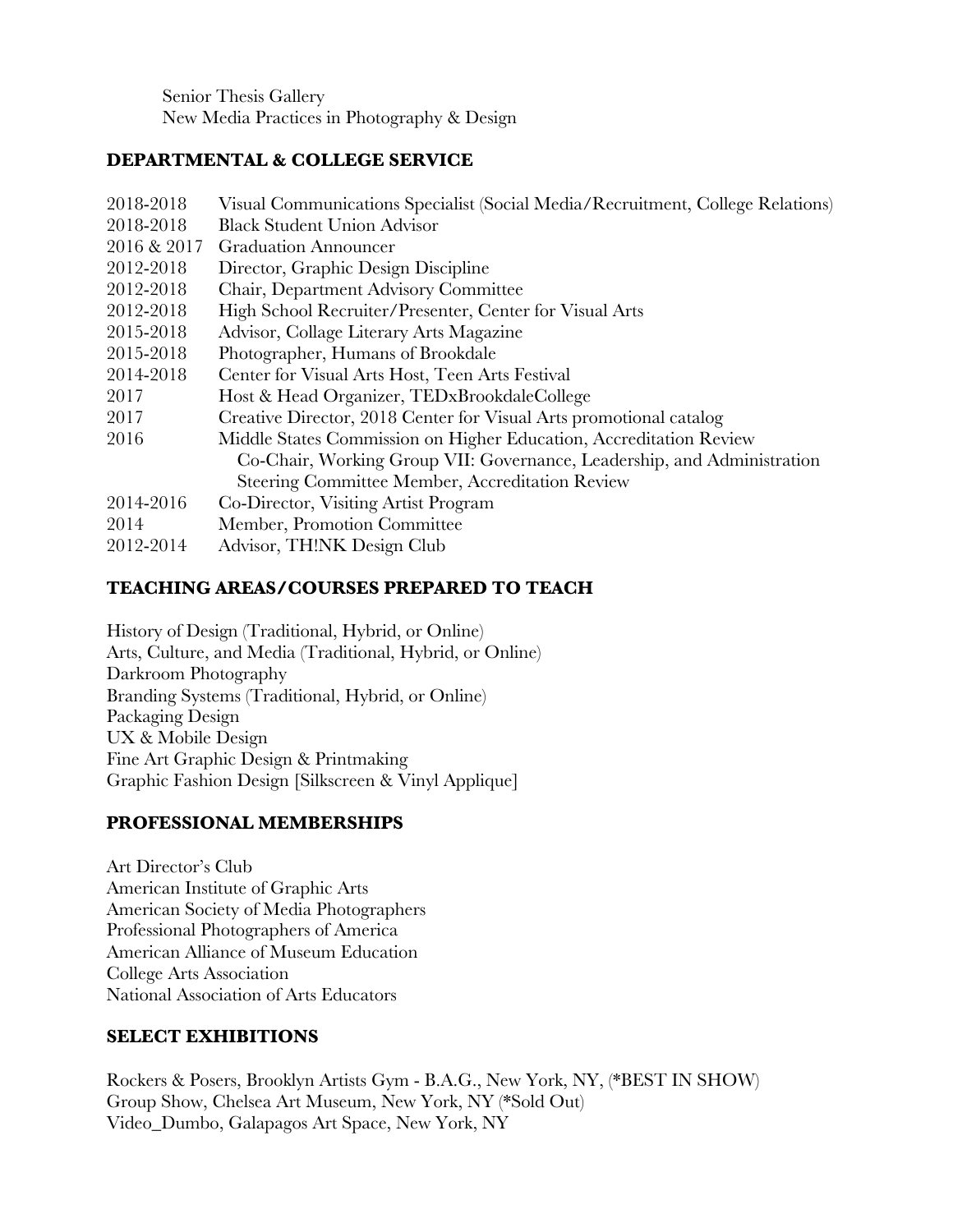Senior Thesis Gallery
New Media Practices in Photography & Design

## DEPARTMENTAL & COLLEGE SERVICE

2018-2018 Visual Communications Specialist (Social Media/Recruitment, College Relations)
2018-2018 Black Student Union Advisor
2016 & 2017 Graduation Announcer
2012-2018 Director, Graphic Design Discipline
2012-2018 Chair, Department Advisory Committee
2012-2018 High School Recruiter/Presenter, Center for Visual Arts
2015-2018 Advisor, Collage Literary Arts Magazine
2015-2018 Photographer, Humans of Brookdale
2014-2018 Center for Visual Arts Host, Teen Arts Festival
2017 Host & Head Organizer, TEDxBrookdaleCollege
2017 Creative Director, 2018 Center for Visual Arts promotional catalog
2016 Middle States Commission on Higher Education, Accreditation Review
Co-Chair, Working Group VII: Governance, Leadership, and Administration
Steering Committee Member, Accreditation Review
2014-2016 Co-Director, Visiting Artist Program
2014 Member, Promotion Committee
2012-2014 Advisor, TH!NK Design Club

## TEACHING AREAS/COURSES PREPARED TO TEACH

History of Design (Traditional, Hybrid, or Online)
Arts, Culture, and Media (Traditional, Hybrid, or Online)
Darkroom Photography
Branding Systems (Traditional, Hybrid, or Online)
Packaging Design
UX & Mobile Design
Fine Art Graphic Design & Printmaking
Graphic Fashion Design [Silkscreen & Vinyl Applique]

## PROFESSIONAL MEMBERSHIPS

Art Director's Club
American Institute of Graphic Arts
American Society of Media Photographers
Professional Photographers of America
American Alliance of Museum Education
College Arts Association
National Association of Arts Educators

## SELECT EXHIBITIONS

Rockers & Posers, Brooklyn Artists Gym - B.A.G., New York, NY, (*BEST IN SHOW)
Group Show, Chelsea Art Museum, New York, NY (*Sold Out)
Video_Dumbo, Galapagos Art Space, New York, NY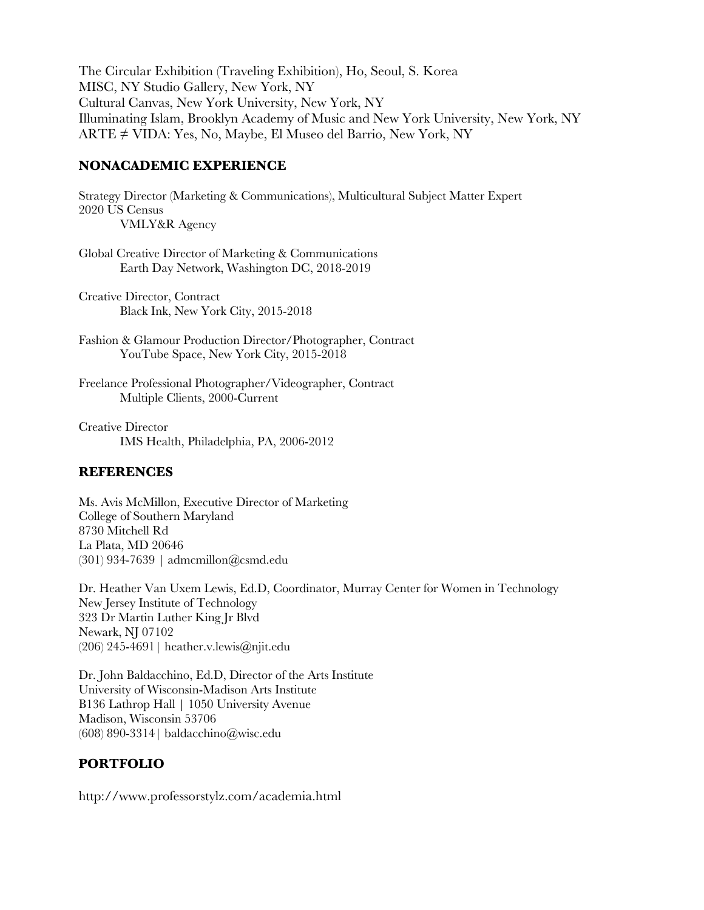The Circular Exhibition (Traveling Exhibition), Ho, Seoul, S. Korea
MISC, NY Studio Gallery, New York, NY
Cultural Canvas, New York University, New York, NY
Illuminating Islam, Brooklyn Academy of Music and New York University, New York, NY
ARTE ≠ VIDA: Yes, No, Maybe, El Museo del Barrio, New York, NY

## NONACADEMIC EXPERIENCE

Strategy Director (Marketing & Communications), Multicultural Subject Matter Expert
2020 US Census
VMLY&R Agency

Global Creative Director of Marketing & Communications
Earth Day Network, Washington DC, 2018-2019

Creative Director, Contract
Black Ink, New York City, 2015-2018

Fashion & Glamour Production Director/Photographer, Contract
YouTube Space, New York City, 2015-2018

Freelance Professional Photographer/Videographer, Contract
Multiple Clients, 2000-Current

Creative Director
IMS Health, Philadelphia, PA, 2006-2012

## REFERENCES

Ms. Avis McMillon, Executive Director of Marketing
College of Southern Maryland
8730 Mitchell Rd
La Plata, MD 20646
(301) 934-7639 | admcmillon@csmd.edu

Dr. Heather Van Uxem Lewis, Ed.D, Coordinator, Murray Center for Women in Technology
New Jersey Institute of Technology
323 Dr Martin Luther King Jr Blvd
Newark, NJ 07102
(206) 245-4691| heather.v.lewis@njit.edu

Dr. John Baldacchino, Ed.D, Director of the Arts Institute
University of Wisconsin-Madison Arts Institute
B136 Lathrop Hall | 1050 University Avenue
Madison, Wisconsin 53706
(608) 890-3314| baldacchino@wisc.edu

## PORTFOLIO

http://www.professorstylz.com/academia.html